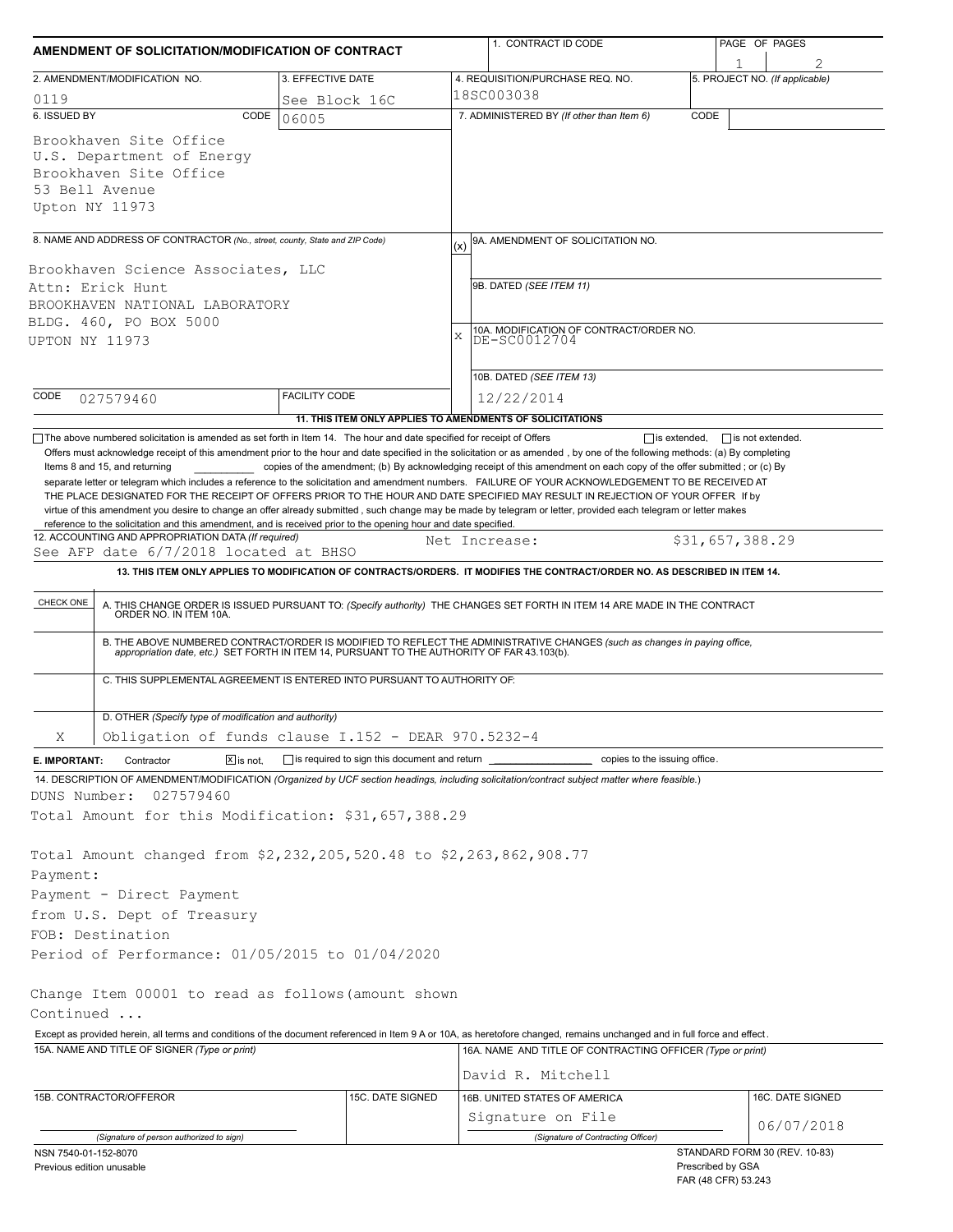# AMENDMENT OF SOLICITATION/MODIFICATION OF CONTRACT

| 1. CONTRACT ID CODE | PAGE OF PAGES |
|---|---|
| | 1 of 2 |

| 2. AMENDMENT/MODIFICATION NO. | 3. EFFECTIVE DATE | 4. REQUISITION/PURCHASE REQ. NO. | 5. PROJECT NO. (If applicable) |
|---|---|---|---|
| 0119 | See Block 16C | 18SC003038 | |

**6. ISSUED BY** CODE 06005

Brookhaven Site Office
U.S. Department of Energy
Brookhaven Site Office
53 Bell Avenue
Upton NY 11973

**7. ADMINISTERED BY** (If other than Item 6) CODE

**8. NAME AND ADDRESS OF CONTRACTOR** (No., street, county, State and ZIP Code)

Brookhaven Science Associates, LLC
Attn: Erick Hunt
BROOKHAVEN NATIONAL LABORATORY
BLDG. 460, PO BOX 5000
UPTON NY 11973

CODE 027579460 FACILITY CODE

(x) 9A. AMENDMENT OF SOLICITATION NO.

9B. DATED (SEE ITEM 11)

X 10A. MODIFICATION OF CONTRACT/ORDER NO. DE-SC0012704

10B. DATED (SEE ITEM 13) 12/22/2014

**11. THIS ITEM ONLY APPLIES TO AMENDMENTS OF SOLICITATIONS**

☐ The above numbered solicitation is amended as set forth in Item 14. The hour and date specified for receipt of Offers ☐ is extended, ☐ is not extended.

Offers must acknowledge receipt of this amendment prior to the hour and date specified in the solicitation or as amended , by one of the following methods: (a) By completing Items 8 and 15, and returning __________ copies of the amendment; (b) By acknowledging receipt of this amendment on each copy of the offer submitted ; or (c) By separate letter or telegram which includes a reference to the solicitation and amendment numbers. FAILURE OF YOUR ACKNOWLEDGEMENT TO BE RECEIVED AT THE PLACE DESIGNATED FOR THE RECEIPT OF OFFERS PRIOR TO THE HOUR AND DATE SPECIFIED MAY RESULT IN REJECTION OF YOUR OFFER If by virtue of this amendment you desire to change an offer already submitted , such change may be made by telegram or letter, provided each telegram or letter makes reference to the solicitation and this amendment, and is received prior to the opening hour and date specified.

**12. ACCOUNTING AND APPROPRIATION DATA** (If required)
See AFP date 6/7/2018 located at BHSO Net Increase: $31,657,388.29

**13. THIS ITEM ONLY APPLIES TO MODIFICATION OF CONTRACTS/ORDERS. IT MODIFIES THE CONTRACT/ORDER NO. AS DESCRIBED IN ITEM 14.**

| CHECK ONE | |
|---|---|
| | A. THIS CHANGE ORDER IS ISSUED PURSUANT TO: (Specify authority) THE CHANGES SET FORTH IN ITEM 14 ARE MADE IN THE CONTRACT ORDER NO. IN ITEM 10A. |
| | B. THE ABOVE NUMBERED CONTRACT/ORDER IS MODIFIED TO REFLECT THE ADMINISTRATIVE CHANGES (such as changes in paying office, appropriation date, etc.) SET FORTH IN ITEM 14, PURSUANT TO THE AUTHORITY OF FAR 43.103(b). |
| | C. THIS SUPPLEMENTAL AGREEMENT IS ENTERED INTO PURSUANT TO AUTHORITY OF: |
| X | D. OTHER (Specify type of modification and authority) Obligation of funds clause I.152 - DEAR 970.5232-4 |

**E. IMPORTANT:** Contractor ☒ is not, ☐ is required to sign this document and return __________ copies to the issuing office.

**14. DESCRIPTION OF AMENDMENT/MODIFICATION** (Organized by UCF section headings, including solicitation/contract subject matter where feasible.)

DUNS Number: 027579460
Total Amount for this Modification: $31,657,388.29

Total Amount changed from $2,232,205,520.48 to $2,263,862,908.77
Payment:
Payment - Direct Payment
from U.S. Dept of Treasury
FOB: Destination
Period of Performance: 01/05/2015 to 01/04/2020

Change Item 00001 to read as follows(amount shown
Continued ...

Except as provided herein, all terms and conditions of the document referenced in Item 9 A or 10A, as heretofore changed, remains unchanged and in full force and effect.

| 15A. NAME AND TITLE OF SIGNER (Type or print) | | 16A. NAME AND TITLE OF CONTRACTING OFFICER (Type or print) | |
|---|---|---|---|
| | | David R. Mitchell | |
| 15B. CONTRACTOR/OFFEROR | 15C. DATE SIGNED | 16B. UNITED STATES OF AMERICA | 16C. DATE SIGNED |
| (Signature of person authorized to sign) | | Signature on File (Signature of Contracting Officer) | 06/07/2018 |

NSN 7540-01-152-8070
Previous edition unusable

STANDARD FORM 30 (REV. 10-83)
Prescribed by GSA
FAR (48 CFR) 53.243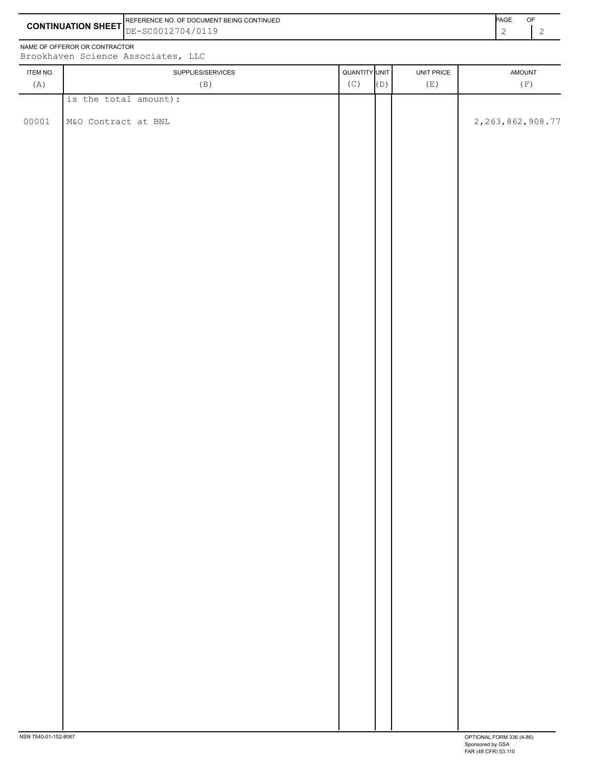**CONTINUATION SHEET**

REFERENCE NO. OF DOCUMENT BEING CONTINUED: DE-SC0012704/0119

NAME OF OFFEROR OR CONTRACTOR: Brookhaven Science Associates, LLC

| ITEM NO. (A) | SUPPLIES/SERVICES (B) | QUANTITY (C) | UNIT (D) | UNIT PRICE (E) | AMOUNT (F) |
|---|---|---|---|---|---|
| | is the total amount): | | | | |
| 00001 | M&O Contract at BNL | | | | 2,263,862,908.77 |

NSN 7540-01-152-8067

OPTIONAL FORM 336 (4-86)
Sponsored by GSA
FAR (48 CFR) 53.110